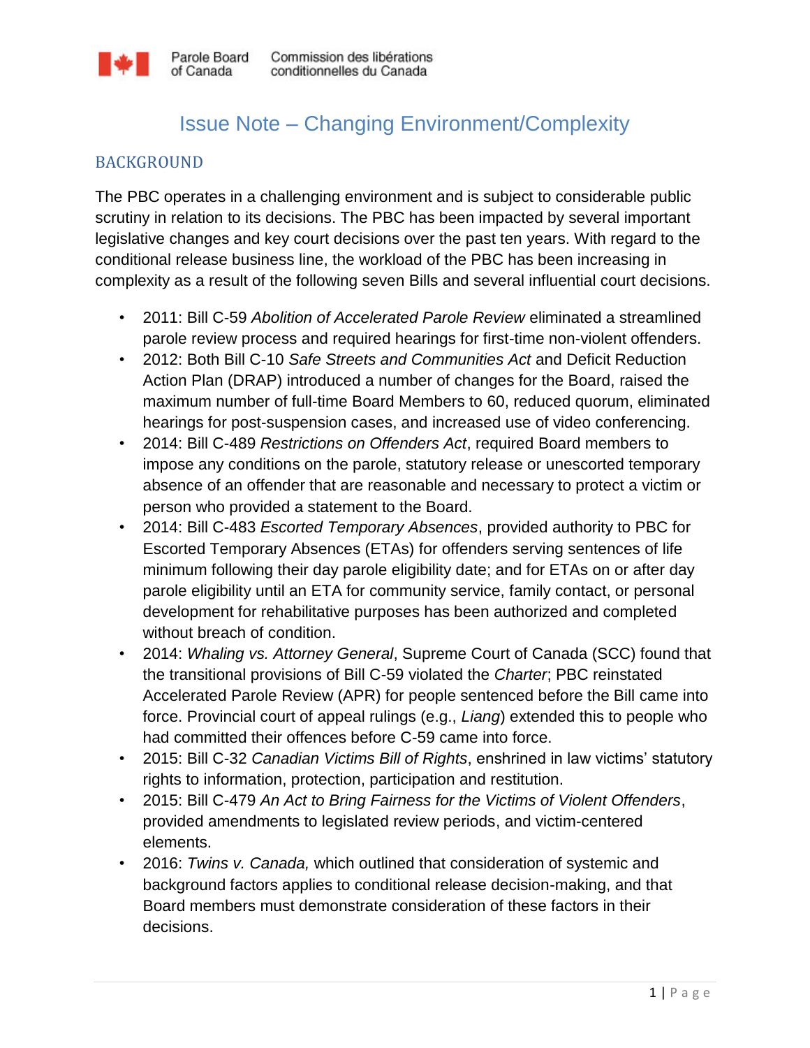# Issue Note – Changing Environment/Complexity

## BACKGROUND

The PBC operates in a challenging environment and is subject to considerable public scrutiny in relation to its decisions. The PBC has been impacted by several important legislative changes and key court decisions over the past ten years. With regard to the conditional release business line, the workload of the PBC has been increasing in complexity as a result of the following seven Bills and several influential court decisions.

- 2011: Bill C-59 *Abolition of Accelerated Parole Review* eliminated a streamlined parole review process and required hearings for first-time non-violent offenders.
- 2012: Both Bill C-10 *Safe Streets and Communities Act* and Deficit Reduction Action Plan (DRAP) introduced a number of changes for the Board, raised the maximum number of full-time Board Members to 60, reduced quorum, eliminated hearings for post-suspension cases, and increased use of video conferencing.
- 2014: Bill C-489 *Restrictions on Offenders Act*, required Board members to impose any conditions on the parole, statutory release or unescorted temporary absence of an offender that are reasonable and necessary to protect a victim or person who provided a statement to the Board.
- 2014: Bill C-483 *Escorted Temporary Absences*, provided authority to PBC for Escorted Temporary Absences (ETAs) for offenders serving sentences of life minimum following their day parole eligibility date; and for ETAs on or after day parole eligibility until an ETA for community service, family contact, or personal development for rehabilitative purposes has been authorized and completed without breach of condition.
- 2014: *Whaling vs. Attorney General*, Supreme Court of Canada (SCC) found that the transitional provisions of Bill C-59 violated the *Charter*; PBC reinstated Accelerated Parole Review (APR) for people sentenced before the Bill came into force. Provincial court of appeal rulings (e.g., *Liang*) extended this to people who had committed their offences before C-59 came into force.
- 2015: Bill C-32 *Canadian Victims Bill of Rights*, enshrined in law victims' statutory rights to information, protection, participation and restitution.
- 2015: Bill C-479 *An Act to Bring Fairness for the Victims of Violent Offenders*, provided amendments to legislated review periods, and victim-centered elements.
- 2016: *Twins v. Canada,* which outlined that consideration of systemic and background factors applies to conditional release decision-making, and that Board members must demonstrate consideration of these factors in their decisions.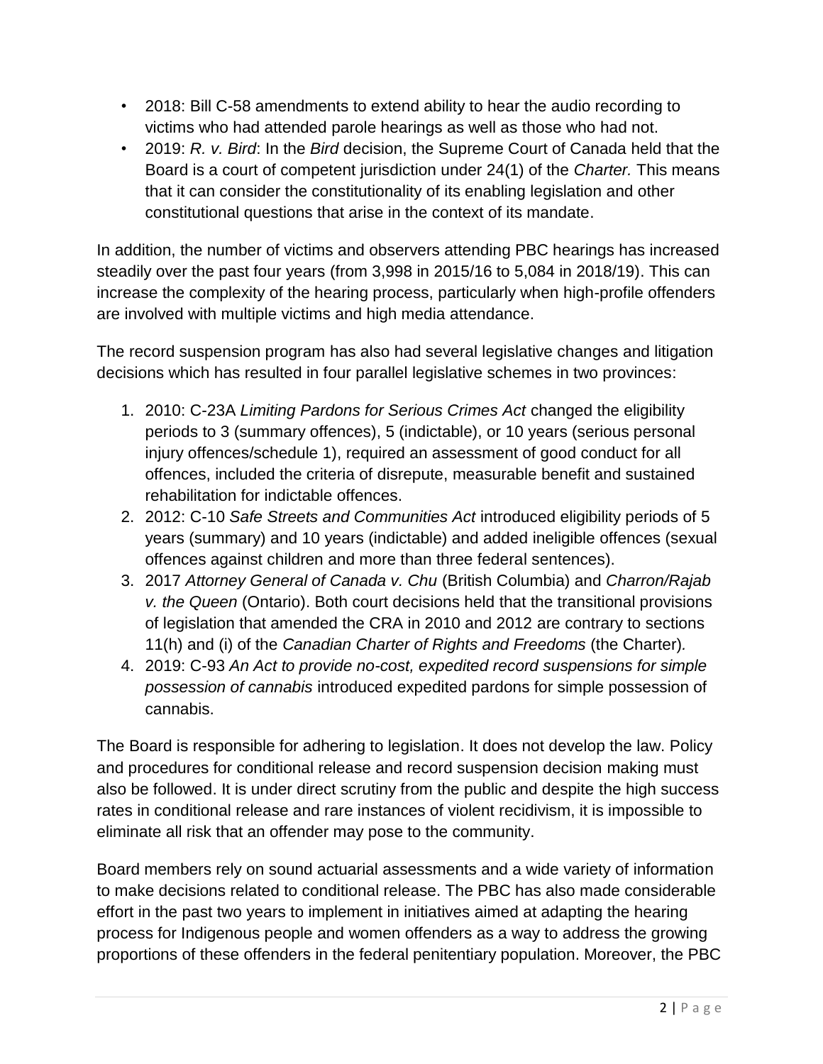- 2018: Bill C-58 amendments to extend ability to hear the audio recording to victims who had attended parole hearings as well as those who had not.
- 2019: *R. v. Bird*: In the *Bird* decision, the Supreme Court of Canada held that the Board is a court of competent jurisdiction under 24(1) of the *Charter.* This means that it can consider the constitutionality of its enabling legislation and other constitutional questions that arise in the context of its mandate.

In addition, the number of victims and observers attending PBC hearings has increased steadily over the past four years (from 3,998 in 2015/16 to 5,084 in 2018/19). This can increase the complexity of the hearing process, particularly when high-profile offenders are involved with multiple victims and high media attendance.

The record suspension program has also had several legislative changes and litigation decisions which has resulted in four parallel legislative schemes in two provinces:

1. 2010: C-23A *Limiting Pardons for Serious Crimes Act* changed the eligibility periods to 3 (summary offences), 5 (indictable), or 10 years (serious personal injury offences/schedule 1), required an assessment of good conduct for all offences, included the criteria of disrepute, measurable benefit and sustained rehabilitation for indictable offences.
2. 2012: C-10 *Safe Streets and Communities Act* introduced eligibility periods of 5 years (summary) and 10 years (indictable) and added ineligible offences (sexual offences against children and more than three federal sentences).
3. 2017 *Attorney General of Canada v. Chu* (British Columbia) and *Charron/Rajab v. the Queen* (Ontario). Both court decisions held that the transitional provisions of legislation that amended the CRA in 2010 and 2012 are contrary to sections 11(h) and (i) of the *Canadian Charter of Rights and Freedoms* (the Charter).
4. 2019: C-93 *An Act to provide no-cost, expedited record suspensions for simple possession of cannabis* introduced expedited pardons for simple possession of cannabis.

The Board is responsible for adhering to legislation. It does not develop the law. Policy and procedures for conditional release and record suspension decision making must also be followed. It is under direct scrutiny from the public and despite the high success rates in conditional release and rare instances of violent recidivism, it is impossible to eliminate all risk that an offender may pose to the community.

Board members rely on sound actuarial assessments and a wide variety of information to make decisions related to conditional release. The PBC has also made considerable effort in the past two years to implement in initiatives aimed at adapting the hearing process for Indigenous people and women offenders as a way to address the growing proportions of these offenders in the federal penitentiary population. Moreover, the PBC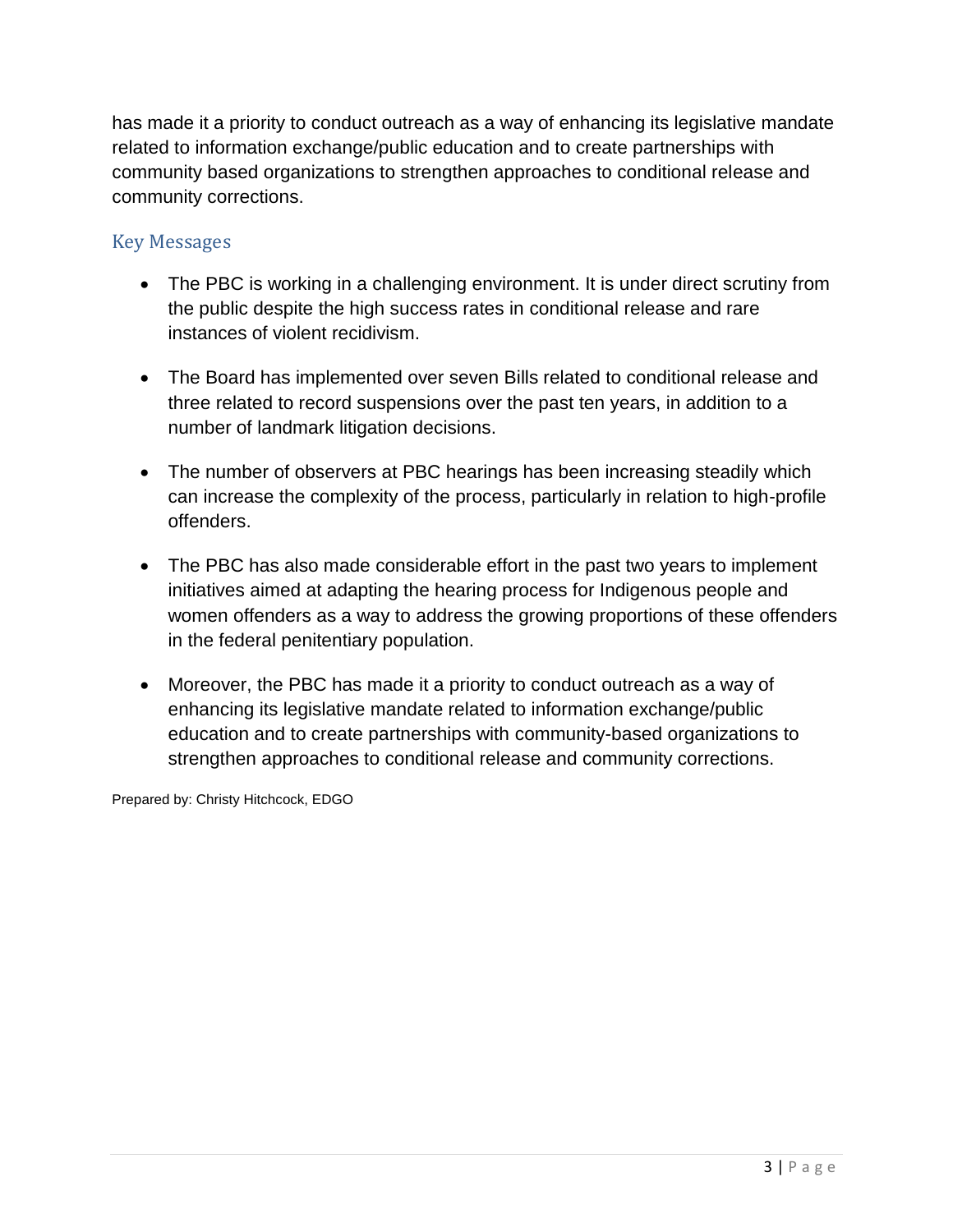has made it a priority to conduct outreach as a way of enhancing its legislative mandate related to information exchange/public education and to create partnerships with community based organizations to strengthen approaches to conditional release and community corrections.

## Key Messages

- The PBC is working in a challenging environment. It is under direct scrutiny from the public despite the high success rates in conditional release and rare instances of violent recidivism.
- The Board has implemented over seven Bills related to conditional release and three related to record suspensions over the past ten years, in addition to a number of landmark litigation decisions.
- The number of observers at PBC hearings has been increasing steadily which can increase the complexity of the process, particularly in relation to high-profile offenders.
- The PBC has also made considerable effort in the past two years to implement initiatives aimed at adapting the hearing process for Indigenous people and women offenders as a way to address the growing proportions of these offenders in the federal penitentiary population.
- Moreover, the PBC has made it a priority to conduct outreach as a way of enhancing its legislative mandate related to information exchange/public education and to create partnerships with community-based organizations to strengthen approaches to conditional release and community corrections.

Prepared by: Christy Hitchcock, EDGO